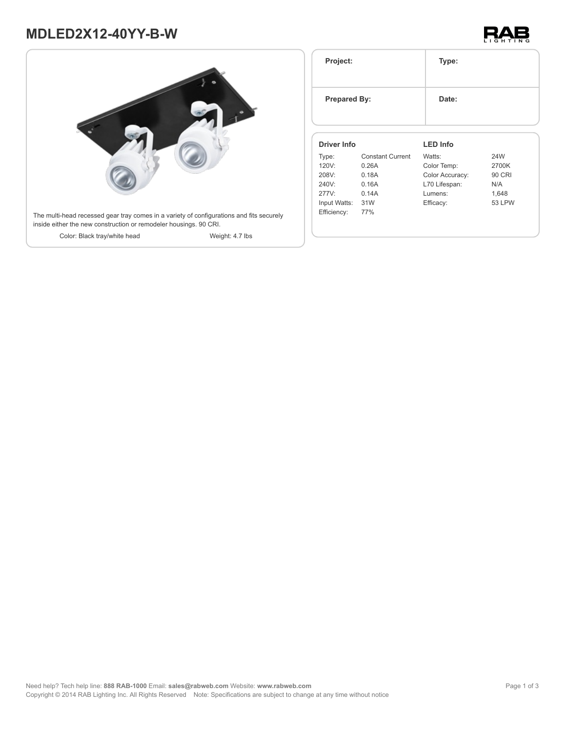# MDLED2X12-40YY-B-W

The multi-head recessed gear tray comes in a variety of configurations and fits securely inside either the new construction or remodeler housings. 90 CRI.

Color: Black tray/white head

Weight: 4.7 lbs

| | |
|---|---|
| **Project:** | **Type:** |
| **Prepared By:** | **Date:** |

### Driver Info

| | |
|---|---|
| Type: | Constant Current |
| 120V: | 0.26A |
| 208V: | 0.18A |
| 240V: | 0.16A |
| 277V: | 0.14A |
| Input Watts: | 31W |
| Efficiency: | 77% |

### LED Info

| | |
|---|---|
| Watts: | 24W |
| Color Temp: | 2700K |
| Color Accuracy: | 90 CRI |
| L70 Lifespan: | N/A |
| Lumens: | 1,648 |
| Efficacy: | 53 LPW |

Need help? Tech help line: **888 RAB-1000** Email: **sales@rabweb.com** Website: **www.rabweb.com**

Copyright © 2014 RAB Lighting Inc. All Rights Reserved Note: Specifications are subject to change at any time without notice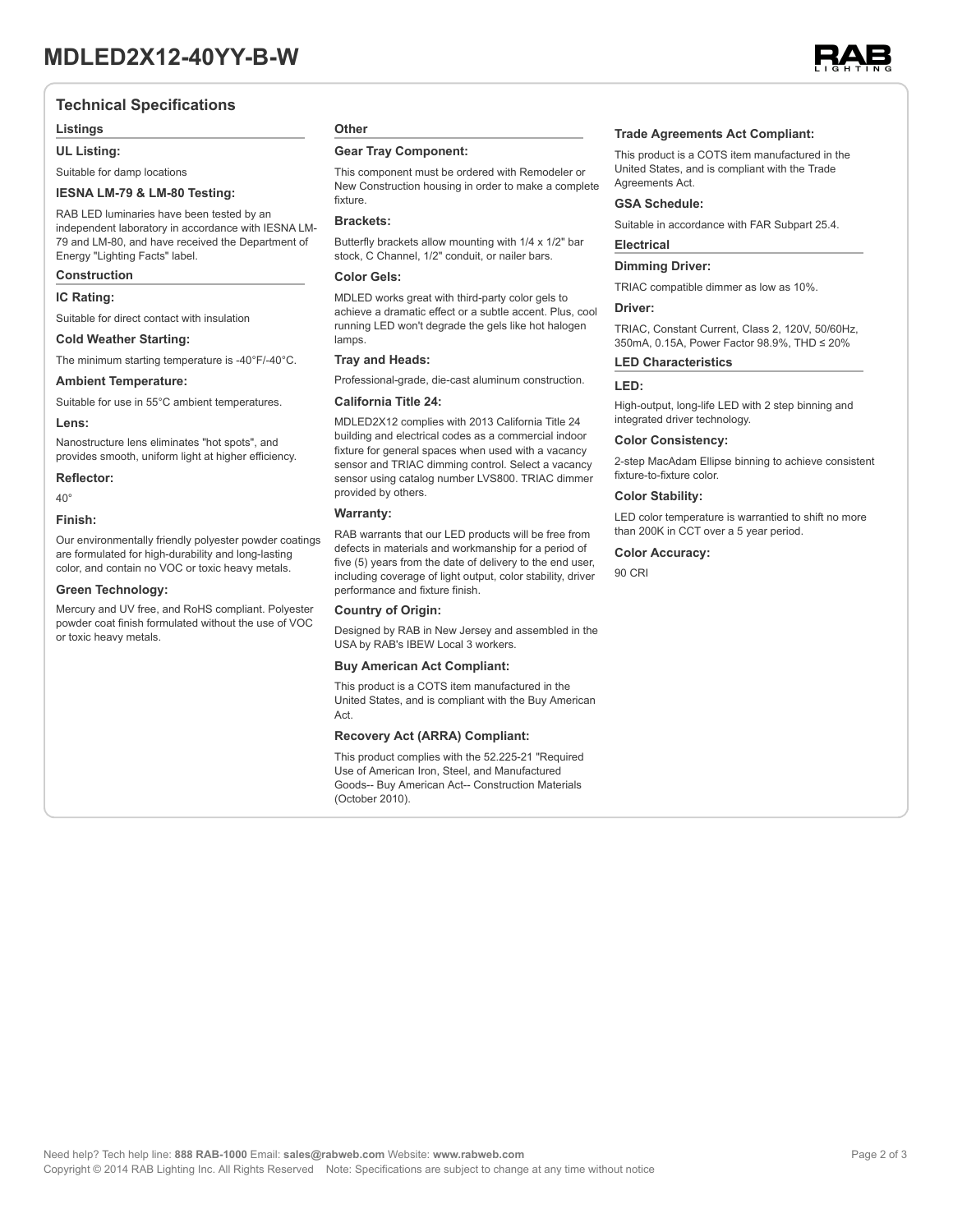# MDLED2X12-40YY-B-W

## Technical Specifications

### Listings

#### UL Listing:

Suitable for damp locations

#### IESNA LM-79 & LM-80 Testing:

RAB LED luminaries have been tested by an independent laboratory in accordance with IESNA LM-79 and LM-80, and have received the Department of Energy "Lighting Facts" label.

### Construction

#### IC Rating:

Suitable for direct contact with insulation

#### Cold Weather Starting:

The minimum starting temperature is -40°F/-40°C.

#### Ambient Temperature:

Suitable for use in 55°C ambient temperatures.

#### Lens:

Nanostructure lens eliminates "hot spots", and provides smooth, uniform light at higher efficiency.

#### Reflector:

40°

#### Finish:

Our environmentally friendly polyester powder coatings are formulated for high-durability and long-lasting color, and contain no VOC or toxic heavy metals.

#### Green Technology:

Mercury and UV free, and RoHS compliant. Polyester powder coat finish formulated without the use of VOC or toxic heavy metals.

### Other

#### Gear Tray Component:

This component must be ordered with Remodeler or New Construction housing in order to make a complete fixture.

#### Brackets:

Butterfly brackets allow mounting with 1/4 x 1/2" bar stock, C Channel, 1/2" conduit, or nailer bars.

#### Color Gels:

MDLED works great with third-party color gels to achieve a dramatic effect or a subtle accent. Plus, cool running LED won't degrade the gels like hot halogen lamps.

#### Tray and Heads:

Professional-grade, die-cast aluminum construction.

#### California Title 24:

MDLED2X12 complies with 2013 California Title 24 building and electrical codes as a commercial indoor fixture for general spaces when used with a vacancy sensor and TRIAC dimming control. Select a vacancy sensor using catalog number LVS800. TRIAC dimmer provided by others.

#### Warranty:

RAB warrants that our LED products will be free from defects in materials and workmanship for a period of five (5) years from the date of delivery to the end user, including coverage of light output, color stability, driver performance and fixture finish.

#### Country of Origin:

Designed by RAB in New Jersey and assembled in the USA by RAB's IBEW Local 3 workers.

#### Buy American Act Compliant:

This product is a COTS item manufactured in the United States, and is compliant with the Buy American Act.

#### Recovery Act (ARRA) Compliant:

This product complies with the 52.225-21 "Required Use of American Iron, Steel, and Manufactured Goods-- Buy American Act-- Construction Materials (October 2010).

#### Trade Agreements Act Compliant:

This product is a COTS item manufactured in the United States, and is compliant with the Trade Agreements Act.

#### GSA Schedule:

Suitable in accordance with FAR Subpart 25.4.

### Electrical

#### Dimming Driver:

TRIAC compatible dimmer as low as 10%.

#### Driver:

TRIAC, Constant Current, Class 2, 120V, 50/60Hz, 350mA, 0.15A, Power Factor 98.9%, THD ≤ 20%

### LED Characteristics

#### LED:

High-output, long-life LED with 2 step binning and integrated driver technology.

#### Color Consistency:

2-step MacAdam Ellipse binning to achieve consistent fixture-to-fixture color.

#### Color Stability:

LED color temperature is warrantied to shift no more than 200K in CCT over a 5 year period.

#### Color Accuracy:

90 CRI

Need help? Tech help line: **888 RAB-1000** Email: **sales@rabweb.com** Website: **www.rabweb.com**
Copyright © 2014 RAB Lighting Inc. All Rights Reserved Note: Specifications are subject to change at any time without notice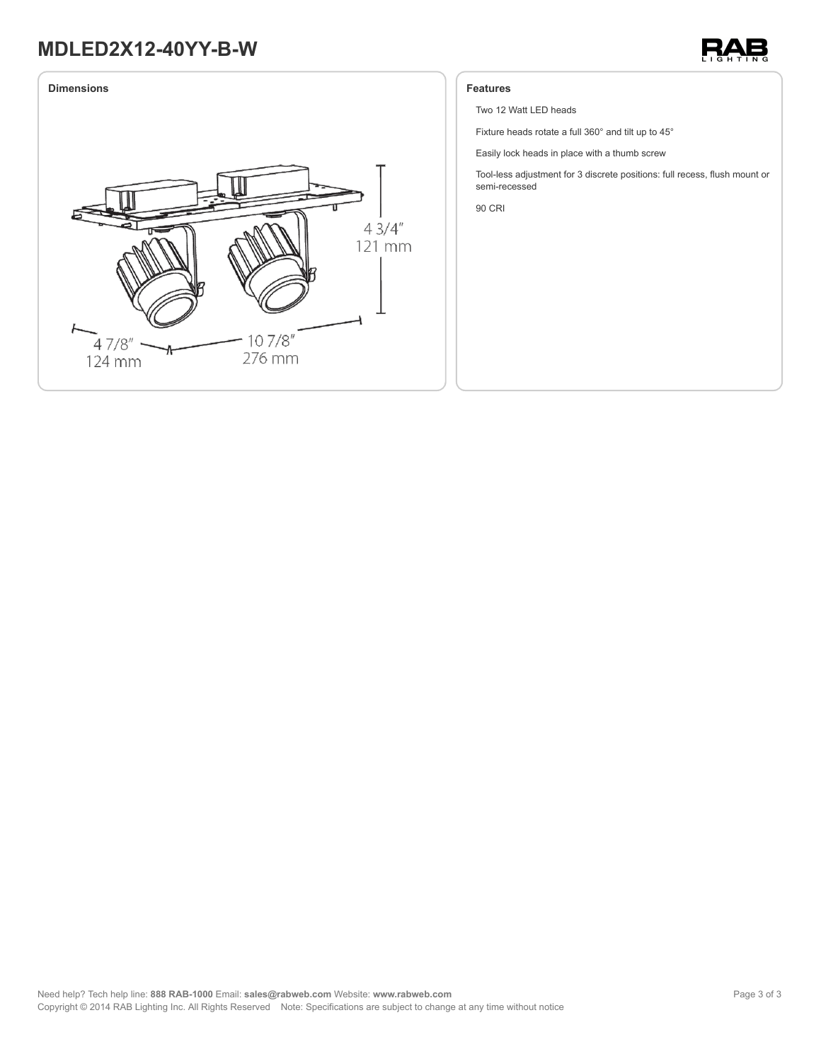# MDLED2X12-40YY-B-W

## Dimensions

4 3/4"
121 mm

4 7/8"
124 mm

10 7/8"
276 mm

## Features

Two 12 Watt LED heads

Fixture heads rotate a full 360° and tilt up to 45°

Easily lock heads in place with a thumb screw

Tool-less adjustment for 3 discrete positions: full recess, flush mount or semi-recessed

90 CRI

Need help? Tech help line: **888 RAB-1000** Email: **sales@rabweb.com** Website: **www.rabweb.com**
Copyright © 2014 RAB Lighting Inc. All Rights Reserved Note: Specifications are subject to change at any time without notice